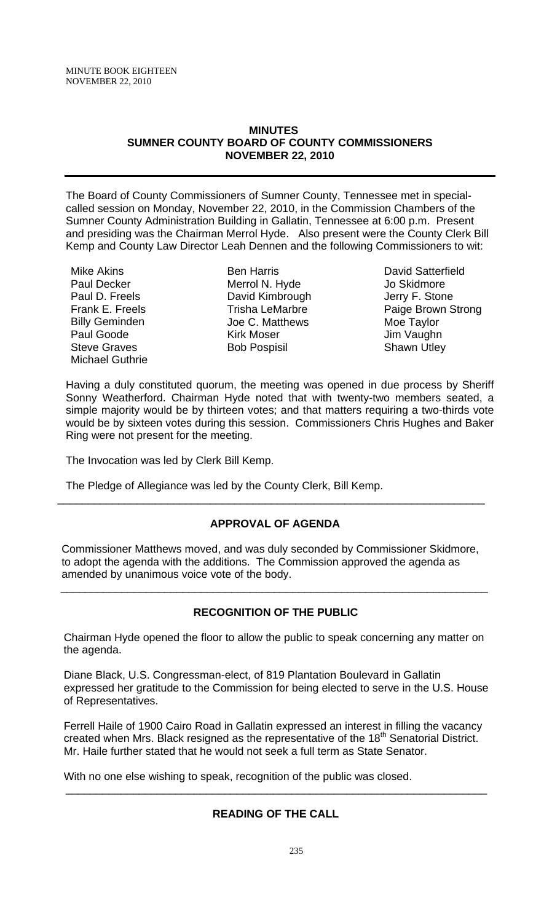# MINUTES
## SUMNER COUNTY BOARD OF COUNTY COMMISSIONERS
## NOVEMBER 22, 2010

The Board of County Commissioners of Sumner County, Tennessee met in special-called session on Monday, November 22, 2010, in the Commission Chambers of the Sumner County Administration Building in Gallatin, Tennessee at 6:00 p.m. Present and presiding was the Chairman Merrol Hyde. Also present were the County Clerk Bill Kemp and County Law Director Leah Dennen and the following Commissioners to wit:

| | | |
|---|---|---|
| Mike Akins | Ben Harris | David Satterfield |
| Paul Decker | Merrol N. Hyde | Jo Skidmore |
| Paul D. Freels | David Kimbrough | Jerry F. Stone |
| Frank E. Freels | Trisha LeMarbre | Paige Brown Strong |
| Billy Geminden | Joe C. Matthews | Moe Taylor |
| Paul Goode | Kirk Moser | Jim Vaughn |
| Steve Graves | Bob Pospisil | Shawn Utley |
| Michael Guthrie | | |

Having a duly constituted quorum, the meeting was opened in due process by Sheriff Sonny Weatherford. Chairman Hyde noted that with twenty-two members seated, a simple majority would be by thirteen votes; and that matters requiring a two-thirds vote would be by sixteen votes during this session. Commissioners Chris Hughes and Baker Ring were not present for the meeting.

The Invocation was led by Clerk Bill Kemp.

The Pledge of Allegiance was led by the County Clerk, Bill Kemp.

---

### APPROVAL OF AGENDA

Commissioner Matthews moved, and was duly seconded by Commissioner Skidmore, to adopt the agenda with the additions. The Commission approved the agenda as amended by unanimous voice vote of the body.

---

### RECOGNITION OF THE PUBLIC

Chairman Hyde opened the floor to allow the public to speak concerning any matter on the agenda.

Diane Black, U.S. Congressman-elect, of 819 Plantation Boulevard in Gallatin expressed her gratitude to the Commission for being elected to serve in the U.S. House of Representatives.

Ferrell Haile of 1900 Cairo Road in Gallatin expressed an interest in filling the vacancy created when Mrs. Black resigned as the representative of the 18th Senatorial District. Mr. Haile further stated that he would not seek a full term as State Senator.

With no one else wishing to speak, recognition of the public was closed.

---

### READING OF THE CALL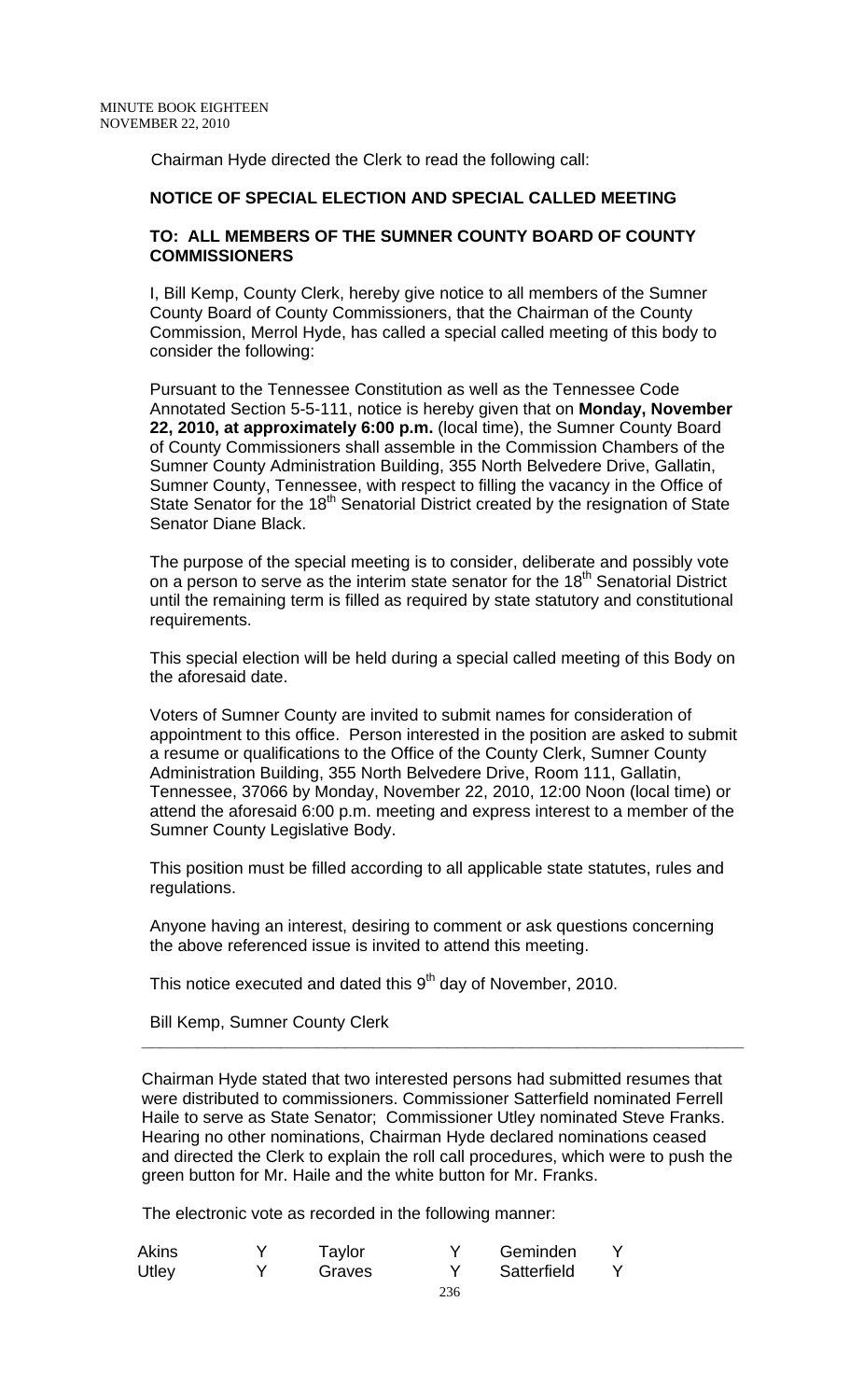Chairman Hyde directed the Clerk to read the following call:

**NOTICE OF SPECIAL ELECTION AND SPECIAL CALLED MEETING**

**TO: ALL MEMBERS OF THE SUMNER COUNTY BOARD OF COUNTY COMMISSIONERS**

I, Bill Kemp, County Clerk, hereby give notice to all members of the Sumner County Board of County Commissioners, that the Chairman of the County Commission, Merrol Hyde, has called a special called meeting of this body to consider the following:

Pursuant to the Tennessee Constitution as well as the Tennessee Code Annotated Section 5-5-111, notice is hereby given that on **Monday, November 22, 2010, at approximately 6:00 p.m.** (local time), the Sumner County Board of County Commissioners shall assemble in the Commission Chambers of the Sumner County Administration Building, 355 North Belvedere Drive, Gallatin, Sumner County, Tennessee, with respect to filling the vacancy in the Office of State Senator for the 18th Senatorial District created by the resignation of State Senator Diane Black.

The purpose of the special meeting is to consider, deliberate and possibly vote on a person to serve as the interim state senator for the 18th Senatorial District until the remaining term is filled as required by state statutory and constitutional requirements.

This special election will be held during a special called meeting of this Body on the aforesaid date.

Voters of Sumner County are invited to submit names for consideration of appointment to this office. Person interested in the position are asked to submit a resume or qualifications to the Office of the County Clerk, Sumner County Administration Building, 355 North Belvedere Drive, Room 111, Gallatin, Tennessee, 37066 by Monday, November 22, 2010, 12:00 Noon (local time) or attend the aforesaid 6:00 p.m. meeting and express interest to a member of the Sumner County Legislative Body.

This position must be filled according to all applicable state statutes, rules and regulations.

Anyone having an interest, desiring to comment or ask questions concerning the above referenced issue is invited to attend this meeting.

This notice executed and dated this 9th day of November, 2010.

Bill Kemp, Sumner County Clerk

---

Chairman Hyde stated that two interested persons had submitted resumes that were distributed to commissioners. Commissioner Satterfield nominated Ferrell Haile to serve as State Senator; Commissioner Utley nominated Steve Franks. Hearing no other nominations, Chairman Hyde declared nominations ceased and directed the Clerk to explain the roll call procedures, which were to push the green button for Mr. Haile and the white button for Mr. Franks.

The electronic vote as recorded in the following manner:

| | | | | | |
|---|---|---|---|---|---|
| Akins | Y | Taylor | Y | Geminden | Y |
| Utley | Y | Graves | Y | Satterfield | Y |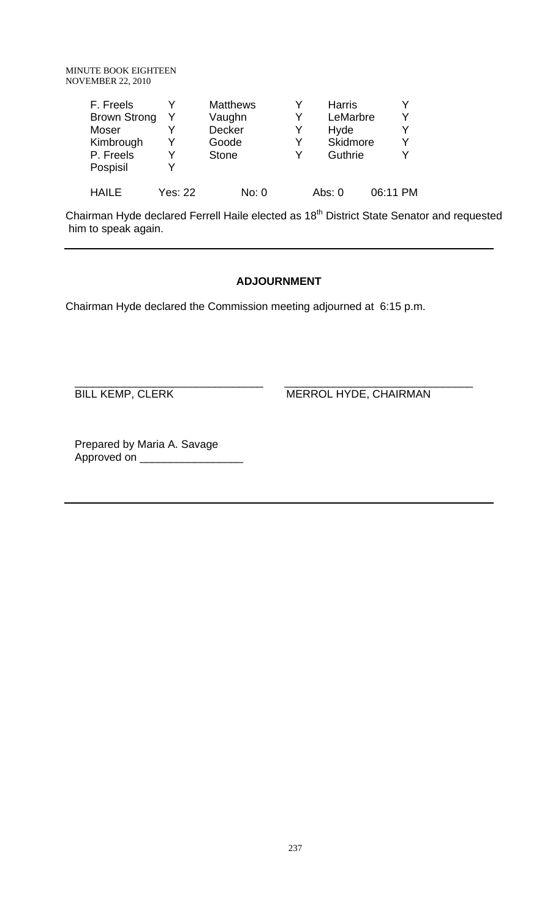| | | | | | |
|---|---|---|---|---|---|
| F. Freels | Y | Matthews | Y | Harris | Y |
| Brown Strong | Y | Vaughn | Y | LeMarbre | Y |
| Moser | Y | Decker | Y | Hyde | Y |
| Kimbrough | Y | Goode | Y | Skidmore | Y |
| P. Freels | Y | Stone | Y | Guthrie | Y |
| Pospisil | Y | | | | |

HAILE Yes: 22 No: 0 Abs: 0 06:11 PM

Chairman Hyde declared Ferrell Haile elected as 18th District State Senator and requested him to speak again.

---

## ADJOURNMENT

Chairman Hyde declared the Commission meeting adjourned at 6:15 p.m.

_______________________________ _______________________________
BILL KEMP, CLERK MERROL HYDE, CHAIRMAN

Prepared by Maria A. Savage
Approved on _________________